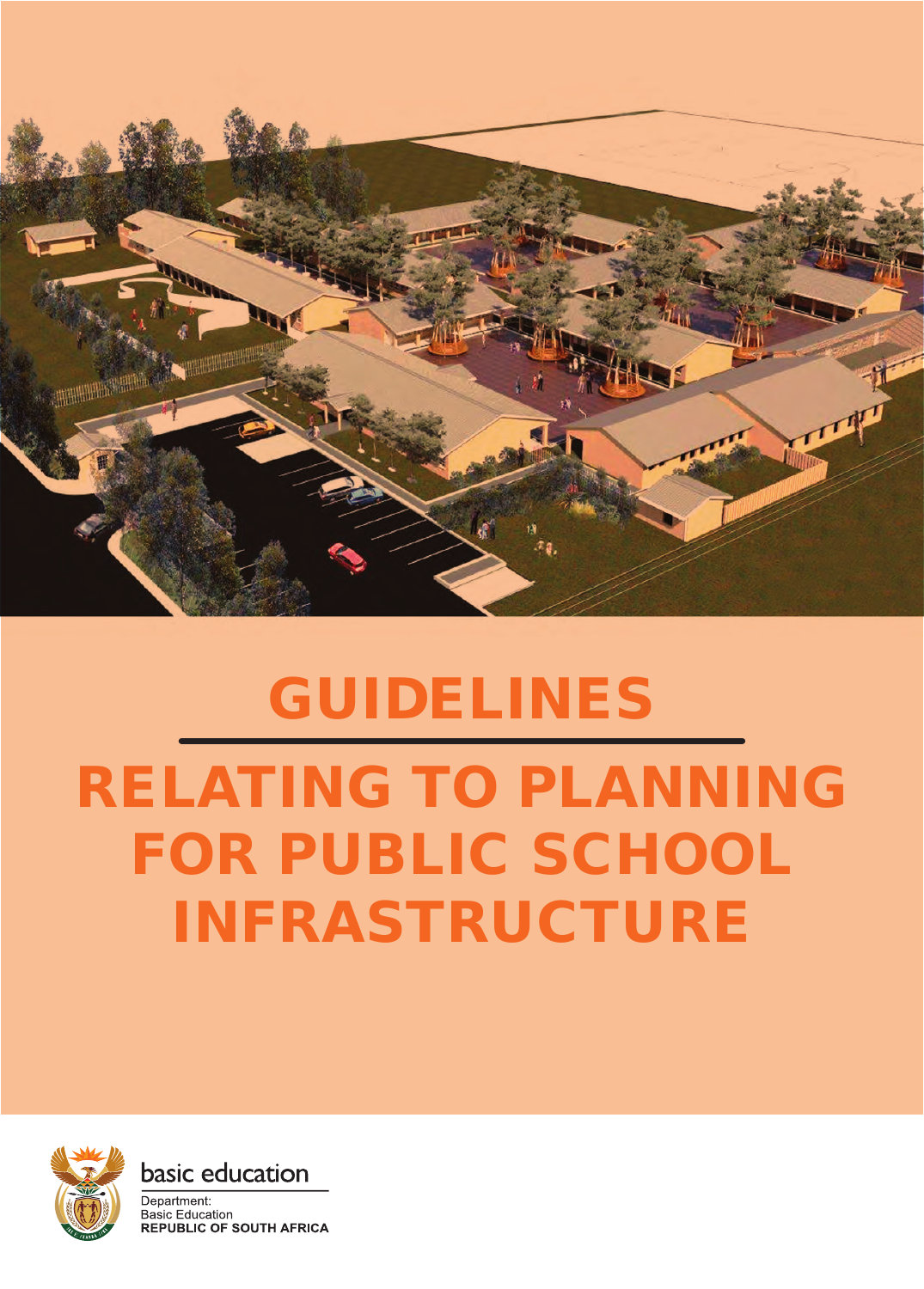# GUIDELINES

# RELATING TO PLANNING FOR PUBLIC SCHOOL INFRASTRUCTURE

basic education

Department:
Basic Education
REPUBLIC OF SOUTH AFRICA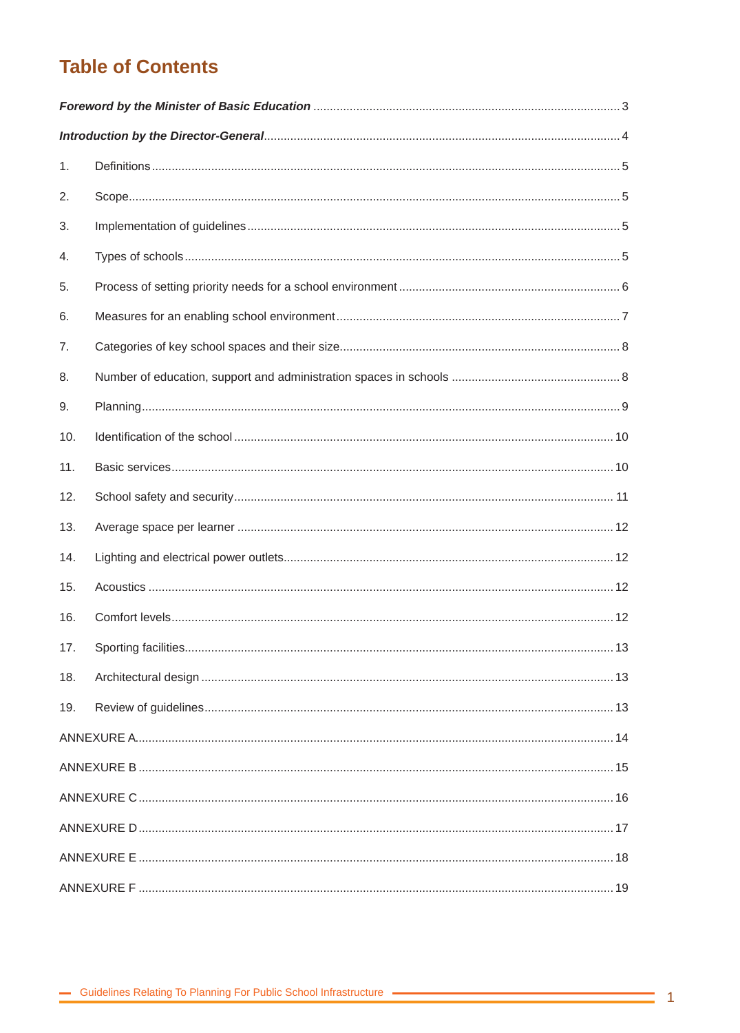# Table of Contents

*Foreword by the Minister of Basic Education* ........ 3

*Introduction by the Director-General* ........ 4

1. Definitions ........ 5
2. Scope ........ 5
3. Implementation of guidelines ........ 5
4. Types of schools ........ 5
5. Process of setting priority needs for a school environment ........ 6
6. Measures for an enabling school environment ........ 7
7. Categories of key school spaces and their size ........ 8
8. Number of education, support and administration spaces in schools ........ 8
9. Planning ........ 9
10. Identification of the school ........ 10
11. Basic services ........ 10
12. School safety and security ........ 11
13. Average space per learner ........ 12
14. Lighting and electrical power outlets ........ 12
15. Acoustics ........ 12
16. Comfort levels ........ 12
17. Sporting facilities ........ 13
18. Architectural design ........ 13
19. Review of guidelines ........ 13

ANNEXURE A ........ 14

ANNEXURE B ........ 15

ANNEXURE C ........ 16

ANNEXURE D ........ 17

ANNEXURE E ........ 18

ANNEXURE F ........ 19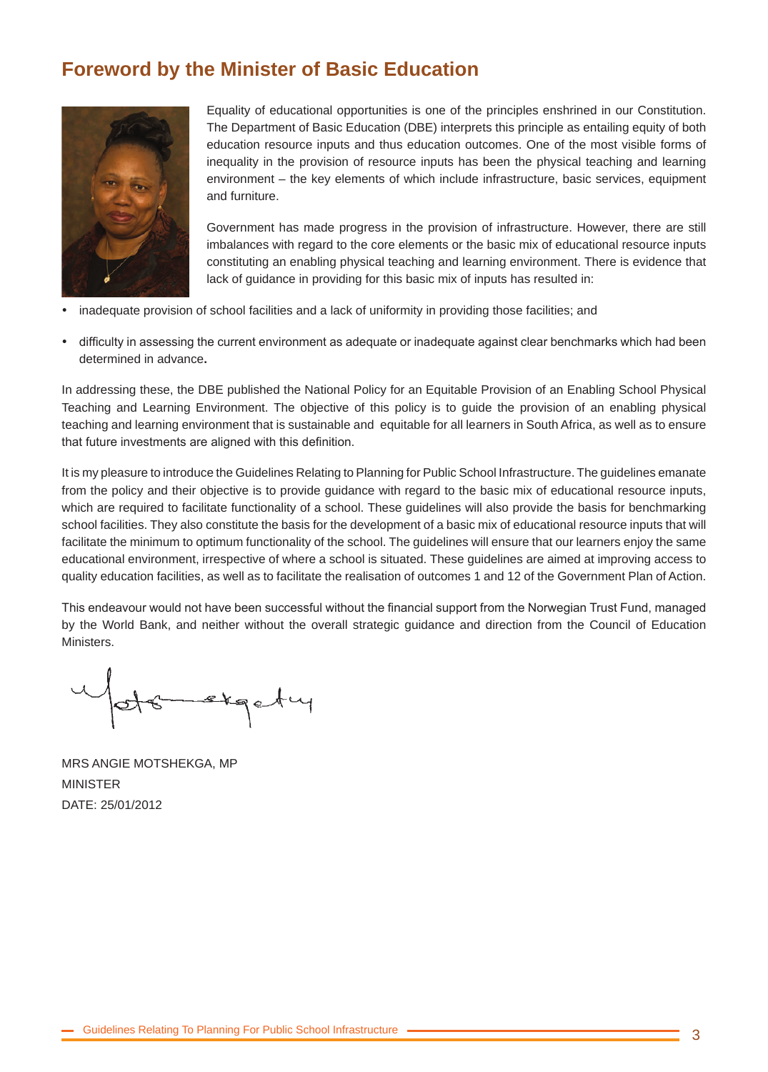# Foreword by the Minister of Basic Education

Equality of educational opportunities is one of the principles enshrined in our Constitution. The Department of Basic Education (DBE) interprets this principle as entailing equity of both education resource inputs and thus education outcomes. One of the most visible forms of inequality in the provision of resource inputs has been the physical teaching and learning environment – the key elements of which include infrastructure, basic services, equipment and furniture.

Government has made progress in the provision of infrastructure. However, there are still imbalances with regard to the core elements or the basic mix of educational resource inputs constituting an enabling physical teaching and learning environment. There is evidence that lack of guidance in providing for this basic mix of inputs has resulted in:

- inadequate provision of school facilities and a lack of uniformity in providing those facilities; and
- difficulty in assessing the current environment as adequate or inadequate against clear benchmarks which had been determined in advance**.**

In addressing these, the DBE published the National Policy for an Equitable Provision of an Enabling School Physical Teaching and Learning Environment. The objective of this policy is to guide the provision of an enabling physical teaching and learning environment that is sustainable and equitable for all learners in South Africa, as well as to ensure that future investments are aligned with this definition.

It is my pleasure to introduce the Guidelines Relating to Planning for Public School Infrastructure. The guidelines emanate from the policy and their objective is to provide guidance with regard to the basic mix of educational resource inputs, which are required to facilitate functionality of a school. These guidelines will also provide the basis for benchmarking school facilities. They also constitute the basis for the development of a basic mix of educational resource inputs that will facilitate the minimum to optimum functionality of the school. The guidelines will ensure that our learners enjoy the same educational environment, irrespective of where a school is situated. These guidelines are aimed at improving access to quality education facilities, as well as to facilitate the realisation of outcomes 1 and 12 of the Government Plan of Action.

This endeavour would not have been successful without the financial support from the Norwegian Trust Fund, managed by the World Bank, and neither without the overall strategic guidance and direction from the Council of Education Ministers.

MRS ANGIE MOTSHEKGA, MP
MINISTER
DATE: 25/01/2012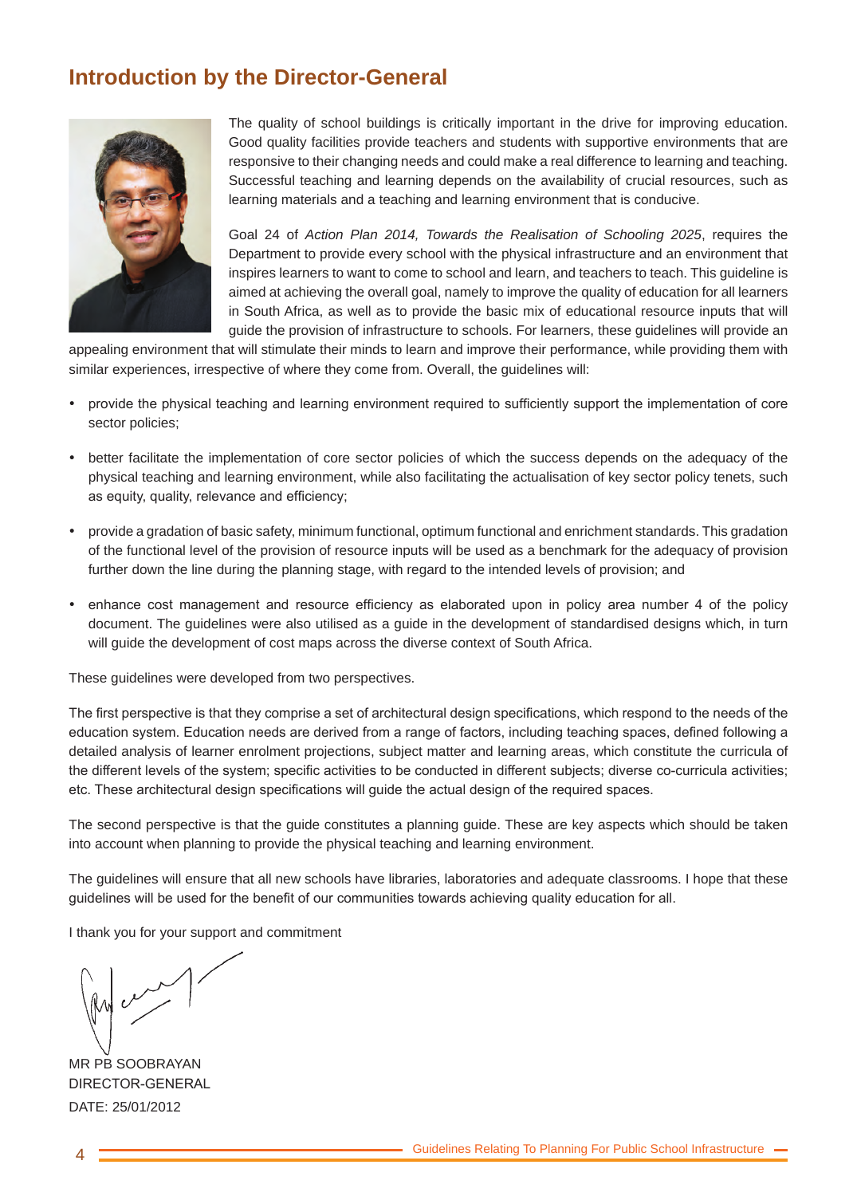## Introduction by the Director-General

The quality of school buildings is critically important in the drive for improving education. Good quality facilities provide teachers and students with supportive environments that are responsive to their changing needs and could make a real difference to learning and teaching. Successful teaching and learning depends on the availability of crucial resources, such as learning materials and a teaching and learning environment that is conducive.

Goal 24 of *Action Plan 2014, Towards the Realisation of Schooling 2025*, requires the Department to provide every school with the physical infrastructure and an environment that inspires learners to want to come to school and learn, and teachers to teach. This guideline is aimed at achieving the overall goal, namely to improve the quality of education for all learners in South Africa, as well as to provide the basic mix of educational resource inputs that will guide the provision of infrastructure to schools. For learners, these guidelines will provide an appealing environment that will stimulate their minds to learn and improve their performance, while providing them with similar experiences, irrespective of where they come from. Overall, the guidelines will:

- provide the physical teaching and learning environment required to sufficiently support the implementation of core sector policies;
- better facilitate the implementation of core sector policies of which the success depends on the adequacy of the physical teaching and learning environment, while also facilitating the actualisation of key sector policy tenets, such as equity, quality, relevance and efficiency;
- provide a gradation of basic safety, minimum functional, optimum functional and enrichment standards. This gradation of the functional level of the provision of resource inputs will be used as a benchmark for the adequacy of provision further down the line during the planning stage, with regard to the intended levels of provision; and
- enhance cost management and resource efficiency as elaborated upon in policy area number 4 of the policy document. The guidelines were also utilised as a guide in the development of standardised designs which, in turn will guide the development of cost maps across the diverse context of South Africa.

These guidelines were developed from two perspectives.

The first perspective is that they comprise a set of architectural design specifications, which respond to the needs of the education system. Education needs are derived from a range of factors, including teaching spaces, defined following a detailed analysis of learner enrolment projections, subject matter and learning areas, which constitute the curricula of the different levels of the system; specific activities to be conducted in different subjects; diverse co-curricula activities; etc. These architectural design specifications will guide the actual design of the required spaces.

The second perspective is that the guide constitutes a planning guide. These are key aspects which should be taken into account when planning to provide the physical teaching and learning environment.

The guidelines will ensure that all new schools have libraries, laboratories and adequate classrooms. I hope that these guidelines will be used for the benefit of our communities towards achieving quality education for all.

I thank you for your support and commitment

MR PB SOOBRAYAN
DIRECTOR-GENERAL
DATE: 25/01/2012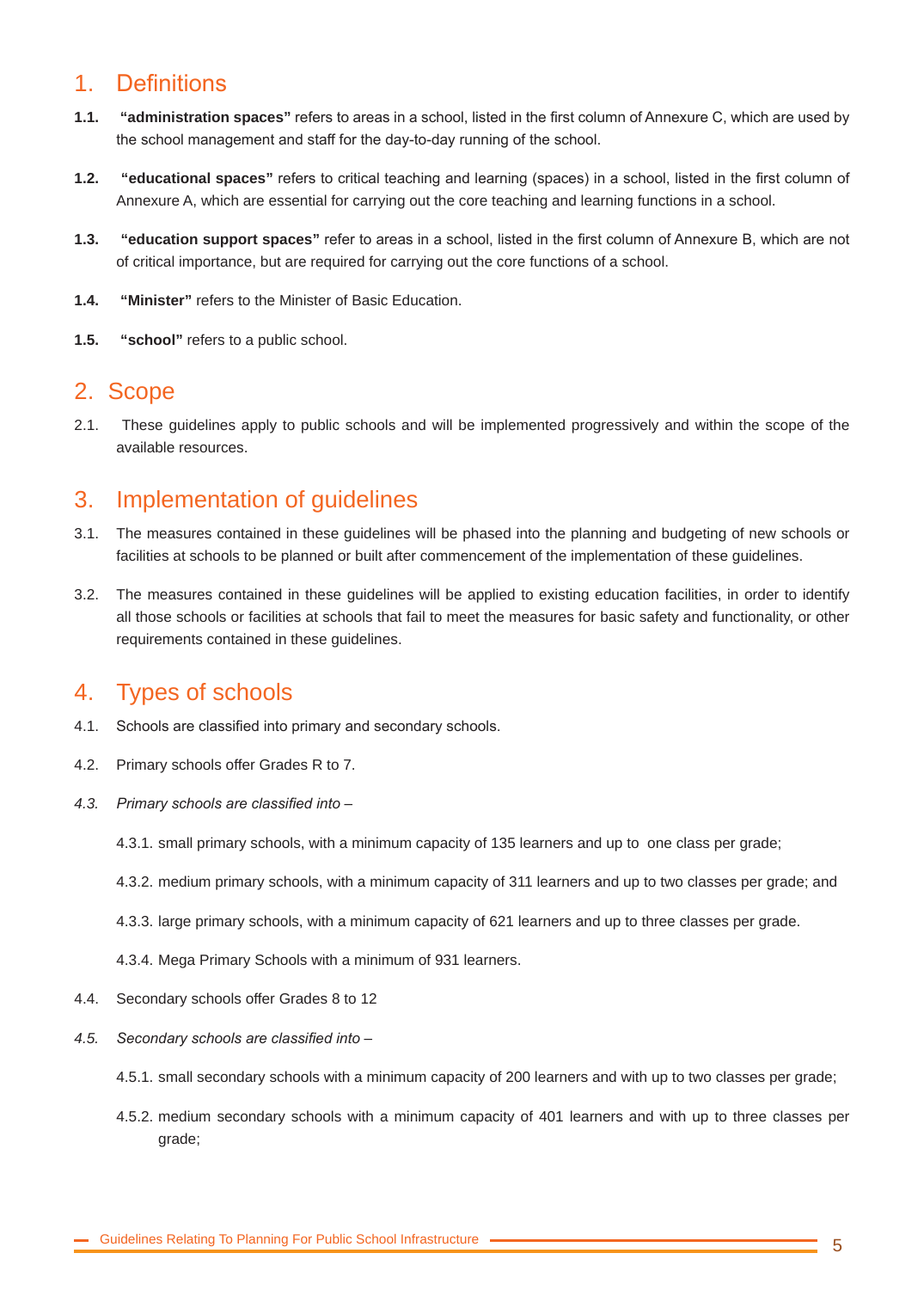## 1. Definitions

**1.1.** **"administration spaces"** refers to areas in a school, listed in the first column of Annexure C, which are used by the school management and staff for the day-to-day running of the school.

**1.2.** **"educational spaces"** refers to critical teaching and learning (spaces) in a school, listed in the first column of Annexure A, which are essential for carrying out the core teaching and learning functions in a school.

**1.3.** **"education support spaces"** refer to areas in a school, listed in the first column of Annexure B, which are not of critical importance, but are required for carrying out the core functions of a school.

**1.4.** **"Minister"** refers to the Minister of Basic Education.

**1.5.** **"school"** refers to a public school.

## 2. Scope

2.1. These guidelines apply to public schools and will be implemented progressively and within the scope of the available resources.

## 3. Implementation of guidelines

3.1. The measures contained in these guidelines will be phased into the planning and budgeting of new schools or facilities at schools to be planned or built after commencement of the implementation of these guidelines.

3.2. The measures contained in these guidelines will be applied to existing education facilities, in order to identify all those schools or facilities at schools that fail to meet the measures for basic safety and functionality, or other requirements contained in these guidelines.

## 4. Types of schools

4.1. Schools are classified into primary and secondary schools.

4.2. Primary schools offer Grades R to 7.

*4.3. Primary schools are classified into –*

4.3.1. small primary schools, with a minimum capacity of 135 learners and up to one class per grade;

4.3.2. medium primary schools, with a minimum capacity of 311 learners and up to two classes per grade; and

4.3.3. large primary schools, with a minimum capacity of 621 learners and up to three classes per grade.

4.3.4. Mega Primary Schools with a minimum of 931 learners.

4.4. Secondary schools offer Grades 8 to 12

*4.5. Secondary schools are classified into –*

4.5.1. small secondary schools with a minimum capacity of 200 learners and with up to two classes per grade;

4.5.2. medium secondary schools with a minimum capacity of 401 learners and with up to three classes per grade;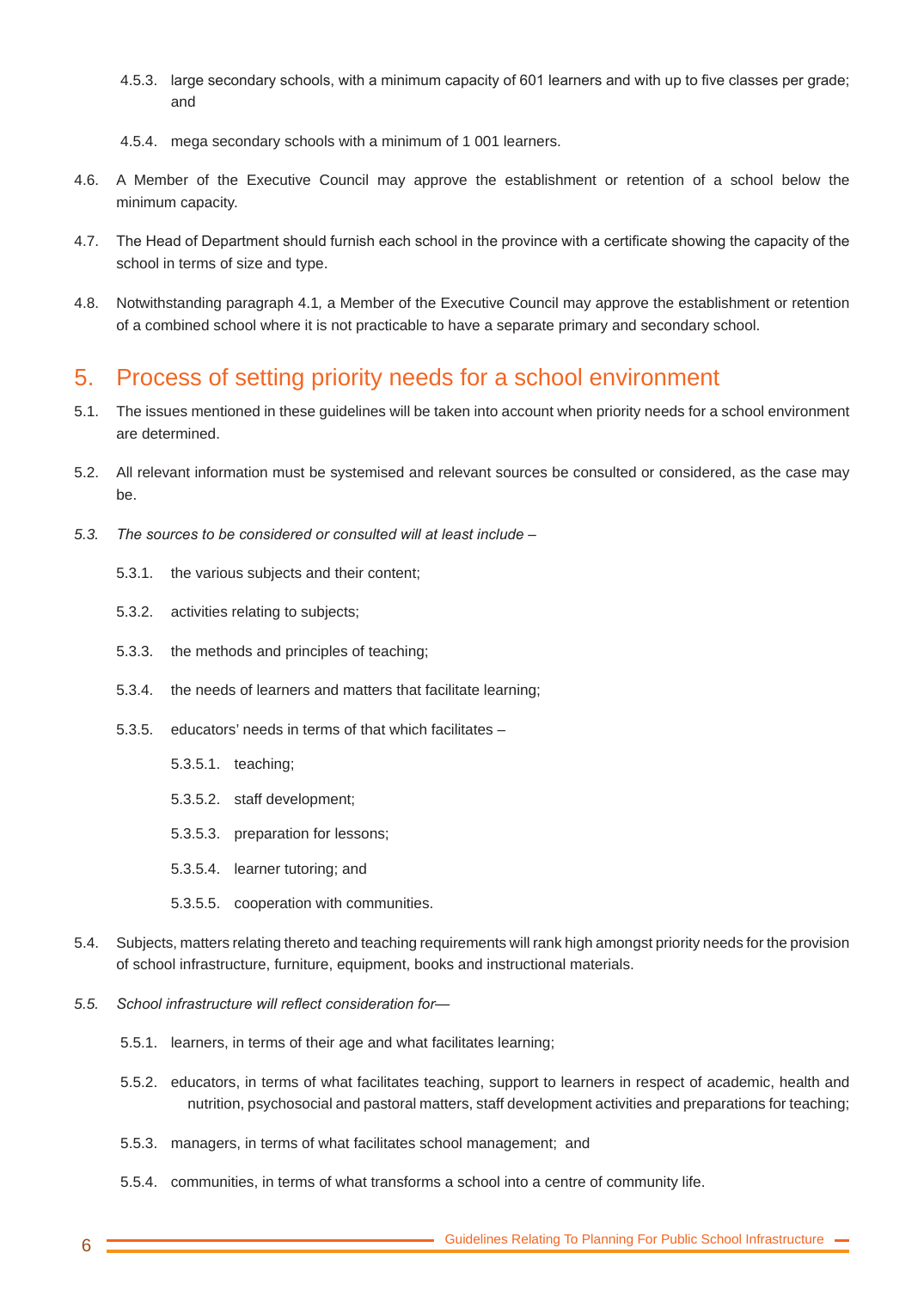4.5.3. large secondary schools, with a minimum capacity of 601 learners and with up to five classes per grade; and

4.5.4. mega secondary schools with a minimum of 1 001 learners.

4.6. A Member of the Executive Council may approve the establishment or retention of a school below the minimum capacity.

4.7. The Head of Department should furnish each school in the province with a certificate showing the capacity of the school in terms of size and type.

4.8. Notwithstanding paragraph 4.1, a Member of the Executive Council may approve the establishment or retention of a combined school where it is not practicable to have a separate primary and secondary school.

## 5. Process of setting priority needs for a school environment

5.1. The issues mentioned in these guidelines will be taken into account when priority needs for a school environment are determined.

5.2. All relevant information must be systemised and relevant sources be consulted or considered, as the case may be.

*5.3. The sources to be considered or consulted will at least include –*

5.3.1. the various subjects and their content;

5.3.2. activities relating to subjects;

5.3.3. the methods and principles of teaching;

5.3.4. the needs of learners and matters that facilitate learning;

5.3.5. educators' needs in terms of that which facilitates –

5.3.5.1. teaching;

5.3.5.2. staff development;

5.3.5.3. preparation for lessons;

5.3.5.4. learner tutoring; and

5.3.5.5. cooperation with communities.

5.4. Subjects, matters relating thereto and teaching requirements will rank high amongst priority needs for the provision of school infrastructure, furniture, equipment, books and instructional materials.

*5.5. School infrastructure will reflect consideration for—*

5.5.1. learners, in terms of their age and what facilitates learning;

5.5.2. educators, in terms of what facilitates teaching, support to learners in respect of academic, health and nutrition, psychosocial and pastoral matters, staff development activities and preparations for teaching;

5.5.3. managers, in terms of what facilitates school management; and

5.5.4. communities, in terms of what transforms a school into a centre of community life.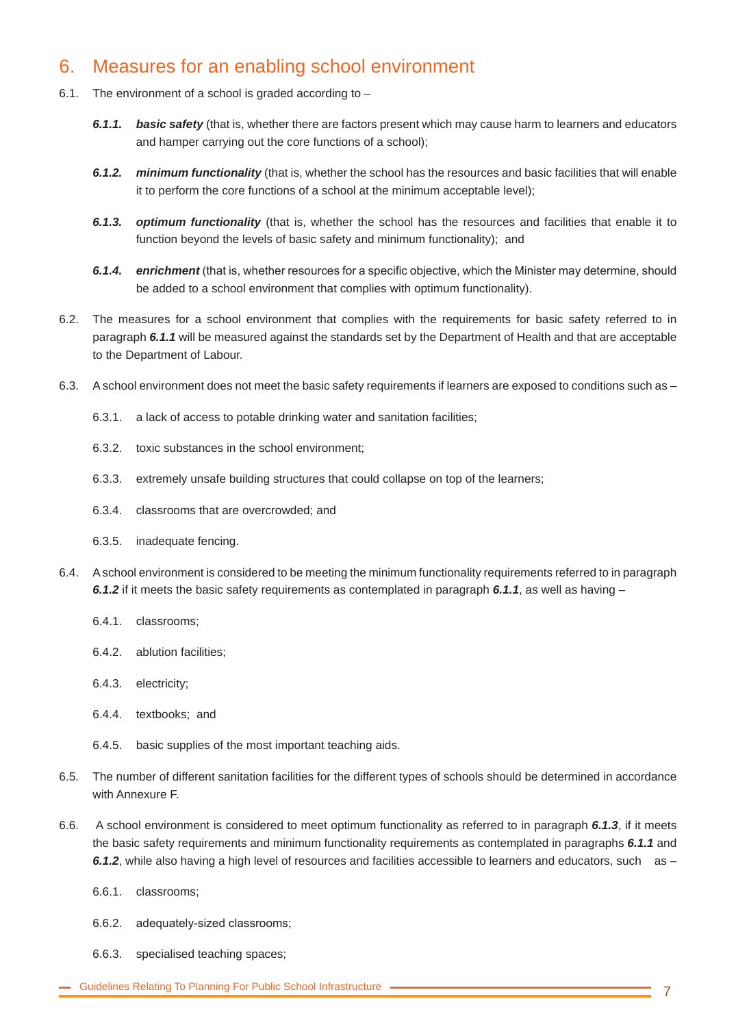## 6. Measures for an enabling school environment

6.1. The environment of a school is graded according to –

***6.1.1.*** ***basic safety*** (that is, whether there are factors present which may cause harm to learners and educators and hamper carrying out the core functions of a school);

***6.1.2.*** ***minimum functionality*** (that is, whether the school has the resources and basic facilities that will enable it to perform the core functions of a school at the minimum acceptable level);

***6.1.3.*** ***optimum functionality*** (that is, whether the school has the resources and facilities that enable it to function beyond the levels of basic safety and minimum functionality); and

***6.1.4.*** ***enrichment*** (that is, whether resources for a specific objective, which the Minister may determine, should be added to a school environment that complies with optimum functionality).

6.2. The measures for a school environment that complies with the requirements for basic safety referred to in paragraph ***6.1.1*** will be measured against the standards set by the Department of Health and that are acceptable to the Department of Labour.

6.3. A school environment does not meet the basic safety requirements if learners are exposed to conditions such as –

6.3.1. a lack of access to potable drinking water and sanitation facilities;

6.3.2. toxic substances in the school environment;

6.3.3. extremely unsafe building structures that could collapse on top of the learners;

6.3.4. classrooms that are overcrowded; and

6.3.5. inadequate fencing.

6.4. A school environment is considered to be meeting the minimum functionality requirements referred to in paragraph ***6.1.2*** if it meets the basic safety requirements as contemplated in paragraph ***6.1.1***, as well as having –

6.4.1. classrooms;

6.4.2. ablution facilities;

6.4.3. electricity;

6.4.4. textbooks; and

6.4.5. basic supplies of the most important teaching aids.

6.5. The number of different sanitation facilities for the different types of schools should be determined in accordance with Annexure F.

6.6. A school environment is considered to meet optimum functionality as referred to in paragraph ***6.1.3***, if it meets the basic safety requirements and minimum functionality requirements as contemplated in paragraphs ***6.1.1*** and ***6.1.2***, while also having a high level of resources and facilities accessible to learners and educators, such as –

6.6.1. classrooms;

6.6.2. adequately-sized classrooms;

6.6.3. specialised teaching spaces;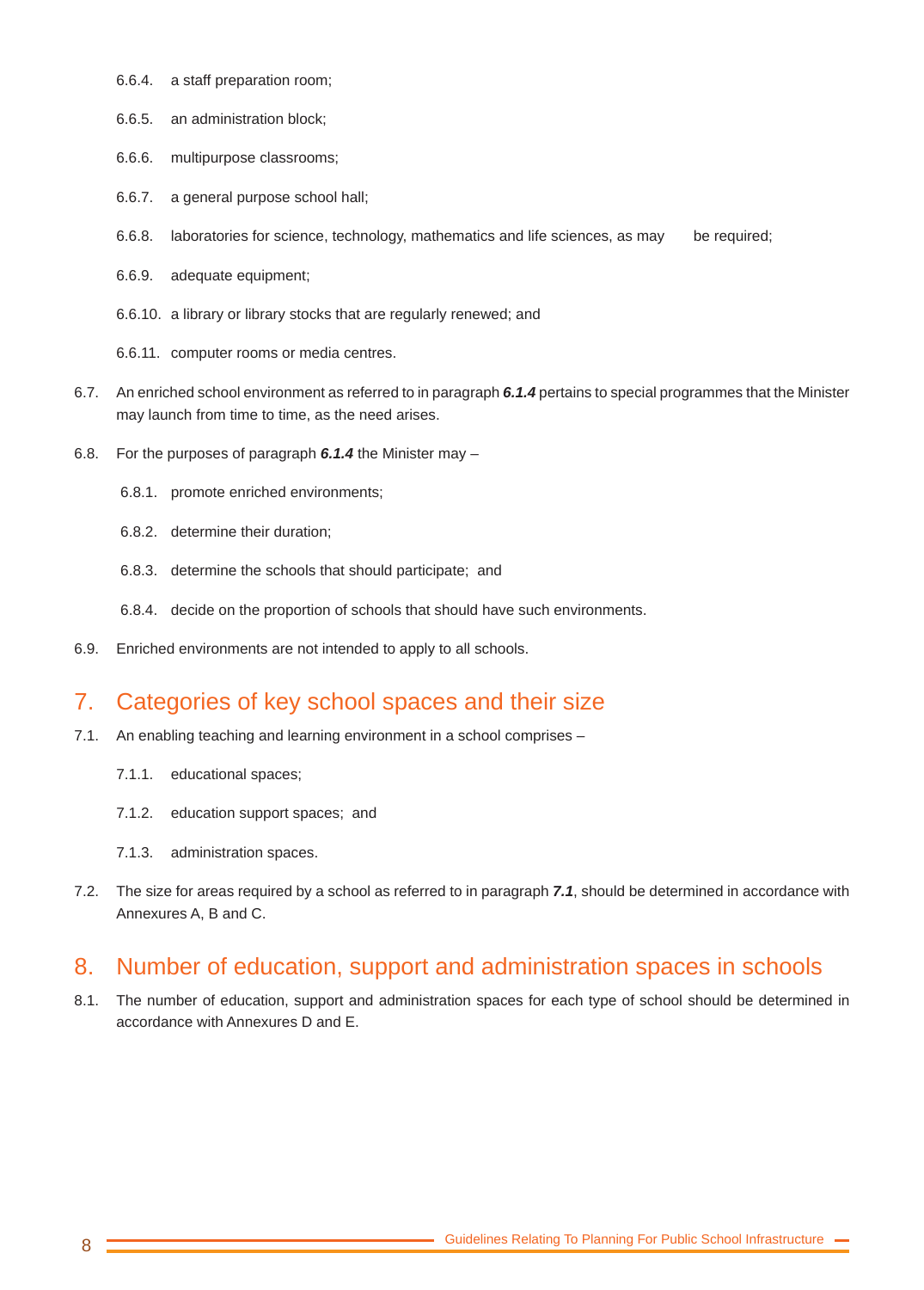6.6.4. a staff preparation room;

6.6.5. an administration block;

6.6.6. multipurpose classrooms;

6.6.7. a general purpose school hall;

6.6.8. laboratories for science, technology, mathematics and life sciences, as may be required;

6.6.9. adequate equipment;

6.6.10. a library or library stocks that are regularly renewed; and

6.6.11. computer rooms or media centres.

6.7. An enriched school environment as referred to in paragraph ***6.1.4*** pertains to special programmes that the Minister may launch from time to time, as the need arises.

6.8. For the purposes of paragraph ***6.1.4*** the Minister may –

6.8.1. promote enriched environments;

6.8.2. determine their duration;

6.8.3. determine the schools that should participate; and

6.8.4. decide on the proportion of schools that should have such environments.

6.9. Enriched environments are not intended to apply to all schools.

## 7. Categories of key school spaces and their size

7.1. An enabling teaching and learning environment in a school comprises –

7.1.1. educational spaces;

7.1.2. education support spaces; and

7.1.3. administration spaces.

7.2. The size for areas required by a school as referred to in paragraph ***7.1***, should be determined in accordance with Annexures A, B and C.

## 8. Number of education, support and administration spaces in schools

8.1. The number of education, support and administration spaces for each type of school should be determined in accordance with Annexures D and E.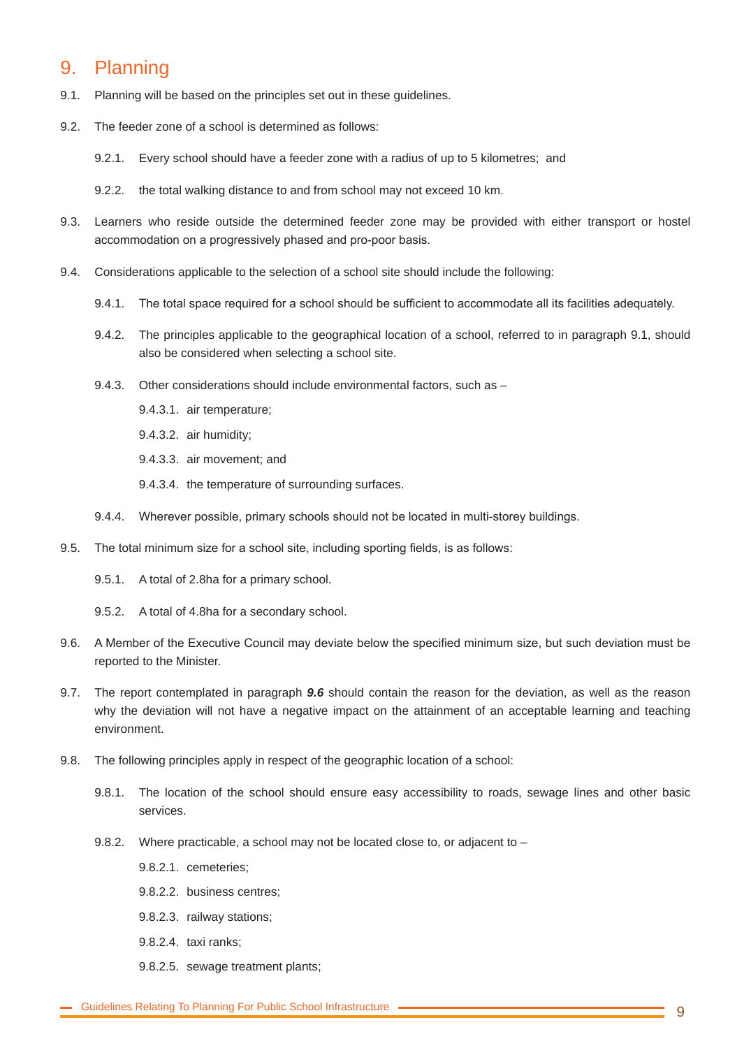# 9. Planning

9.1. Planning will be based on the principles set out in these guidelines.

9.2. The feeder zone of a school is determined as follows:

9.2.1. Every school should have a feeder zone with a radius of up to 5 kilometres; and

9.2.2. the total walking distance to and from school may not exceed 10 km.

9.3. Learners who reside outside the determined feeder zone may be provided with either transport or hostel accommodation on a progressively phased and pro-poor basis.

9.4. Considerations applicable to the selection of a school site should include the following:

9.4.1. The total space required for a school should be sufficient to accommodate all its facilities adequately.

9.4.2. The principles applicable to the geographical location of a school, referred to in paragraph 9.1, should also be considered when selecting a school site.

9.4.3. Other considerations should include environmental factors, such as –

9.4.3.1. air temperature;

9.4.3.2. air humidity;

9.4.3.3. air movement; and

9.4.3.4. the temperature of surrounding surfaces.

9.4.4. Wherever possible, primary schools should not be located in multi-storey buildings.

9.5. The total minimum size for a school site, including sporting fields, is as follows:

9.5.1. A total of 2.8ha for a primary school.

9.5.2. A total of 4.8ha for a secondary school.

9.6. A Member of the Executive Council may deviate below the specified minimum size, but such deviation must be reported to the Minister.

9.7. The report contemplated in paragraph ***9.6*** should contain the reason for the deviation, as well as the reason why the deviation will not have a negative impact on the attainment of an acceptable learning and teaching environment.

9.8. The following principles apply in respect of the geographic location of a school:

9.8.1. The location of the school should ensure easy accessibility to roads, sewage lines and other basic services.

9.8.2. Where practicable, a school may not be located close to, or adjacent to –

9.8.2.1. cemeteries;

9.8.2.2. business centres;

9.8.2.3. railway stations;

9.8.2.4. taxi ranks;

9.8.2.5. sewage treatment plants;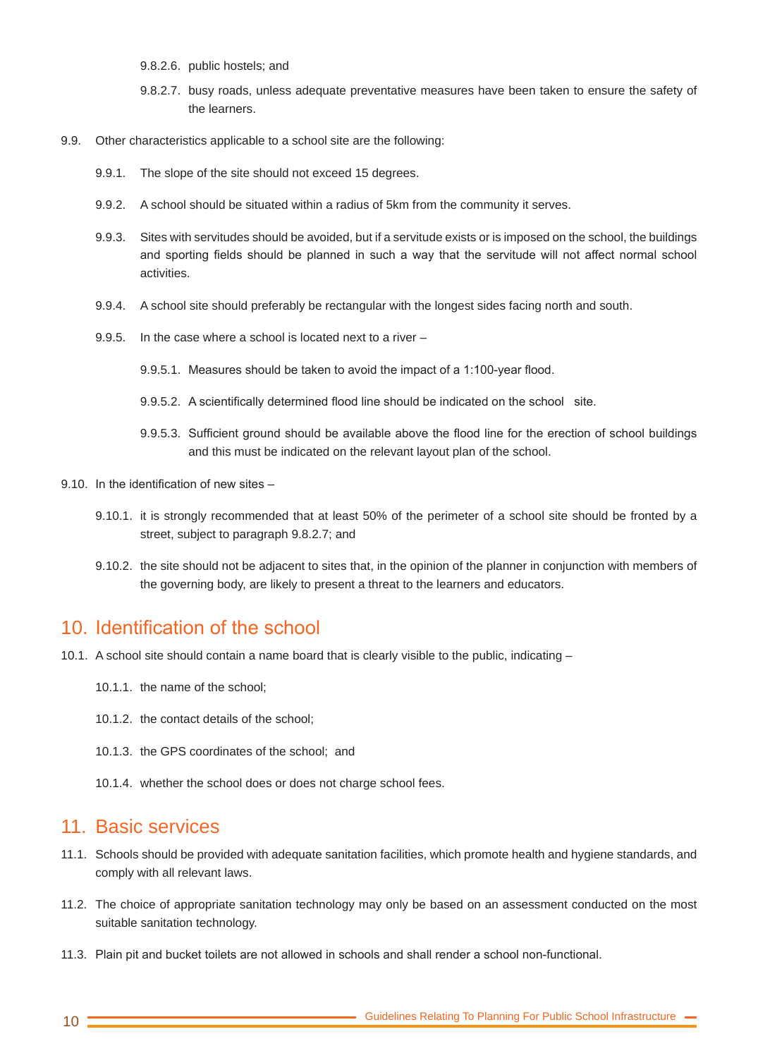9.8.2.6. public hostels; and

9.8.2.7. busy roads, unless adequate preventative measures have been taken to ensure the safety of the learners.

9.9. Other characteristics applicable to a school site are the following:

9.9.1. The slope of the site should not exceed 15 degrees.

9.9.2. A school should be situated within a radius of 5km from the community it serves.

9.9.3. Sites with servitudes should be avoided, but if a servitude exists or is imposed on the school, the buildings and sporting fields should be planned in such a way that the servitude will not affect normal school activities.

9.9.4. A school site should preferably be rectangular with the longest sides facing north and south.

9.9.5. In the case where a school is located next to a river –

9.9.5.1. Measures should be taken to avoid the impact of a 1:100-year flood.

9.9.5.2. A scientifically determined flood line should be indicated on the school site.

9.9.5.3. Sufficient ground should be available above the flood line for the erection of school buildings and this must be indicated on the relevant layout plan of the school.

9.10. In the identification of new sites –

9.10.1. it is strongly recommended that at least 50% of the perimeter of a school site should be fronted by a street, subject to paragraph 9.8.2.7; and

9.10.2. the site should not be adjacent to sites that, in the opinion of the planner in conjunction with members of the governing body, are likely to present a threat to the learners and educators.

## 10. Identification of the school

10.1. A school site should contain a name board that is clearly visible to the public, indicating –

10.1.1. the name of the school;

10.1.2. the contact details of the school;

10.1.3. the GPS coordinates of the school; and

10.1.4. whether the school does or does not charge school fees.

## 11. Basic services

11.1. Schools should be provided with adequate sanitation facilities, which promote health and hygiene standards, and comply with all relevant laws.

11.2. The choice of appropriate sanitation technology may only be based on an assessment conducted on the most suitable sanitation technology.

11.3. Plain pit and bucket toilets are not allowed in schools and shall render a school non-functional.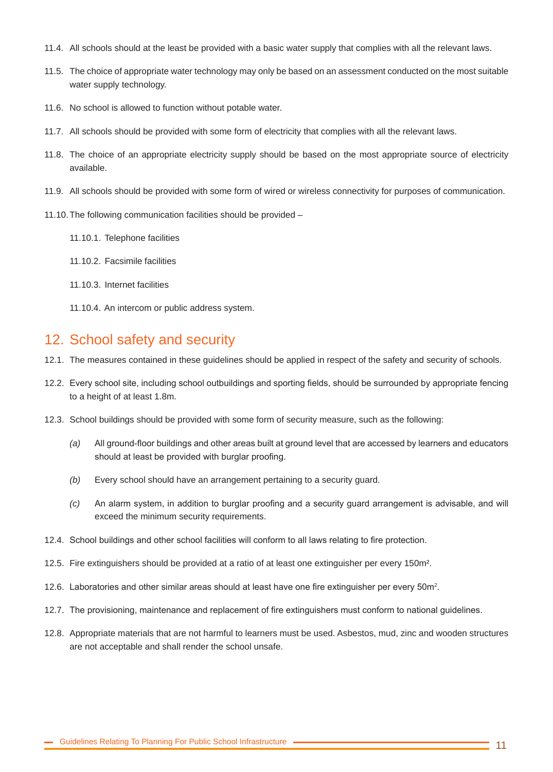11.4. All schools should at the least be provided with a basic water supply that complies with all the relevant laws.

11.5. The choice of appropriate water technology may only be based on an assessment conducted on the most suitable water supply technology.

11.6. No school is allowed to function without potable water.

11.7. All schools should be provided with some form of electricity that complies with all the relevant laws.

11.8. The choice of an appropriate electricity supply should be based on the most appropriate source of electricity available.

11.9. All schools should be provided with some form of wired or wireless connectivity for purposes of communication.

11.10. The following communication facilities should be provided –

11.10.1. Telephone facilities

11.10.2. Facsimile facilities

11.10.3. Internet facilities

11.10.4. An intercom or public address system.

## 12. School safety and security

12.1. The measures contained in these guidelines should be applied in respect of the safety and security of schools.

12.2. Every school site, including school outbuildings and sporting fields, should be surrounded by appropriate fencing to a height of at least 1.8m.

12.3. School buildings should be provided with some form of security measure, such as the following:

*(a)* All ground-floor buildings and other areas built at ground level that are accessed by learners and educators should at least be provided with burglar proofing.

*(b)* Every school should have an arrangement pertaining to a security guard.

*(c)* An alarm system, in addition to burglar proofing and a security guard arrangement is advisable, and will exceed the minimum security requirements.

12.4. School buildings and other school facilities will conform to all laws relating to fire protection.

12.5. Fire extinguishers should be provided at a ratio of at least one extinguisher per every 150m².

12.6. Laboratories and other similar areas should at least have one fire extinguisher per every 50m².

12.7. The provisioning, maintenance and replacement of fire extinguishers must conform to national guidelines.

12.8. Appropriate materials that are not harmful to learners must be used. Asbestos, mud, zinc and wooden structures are not acceptable and shall render the school unsafe.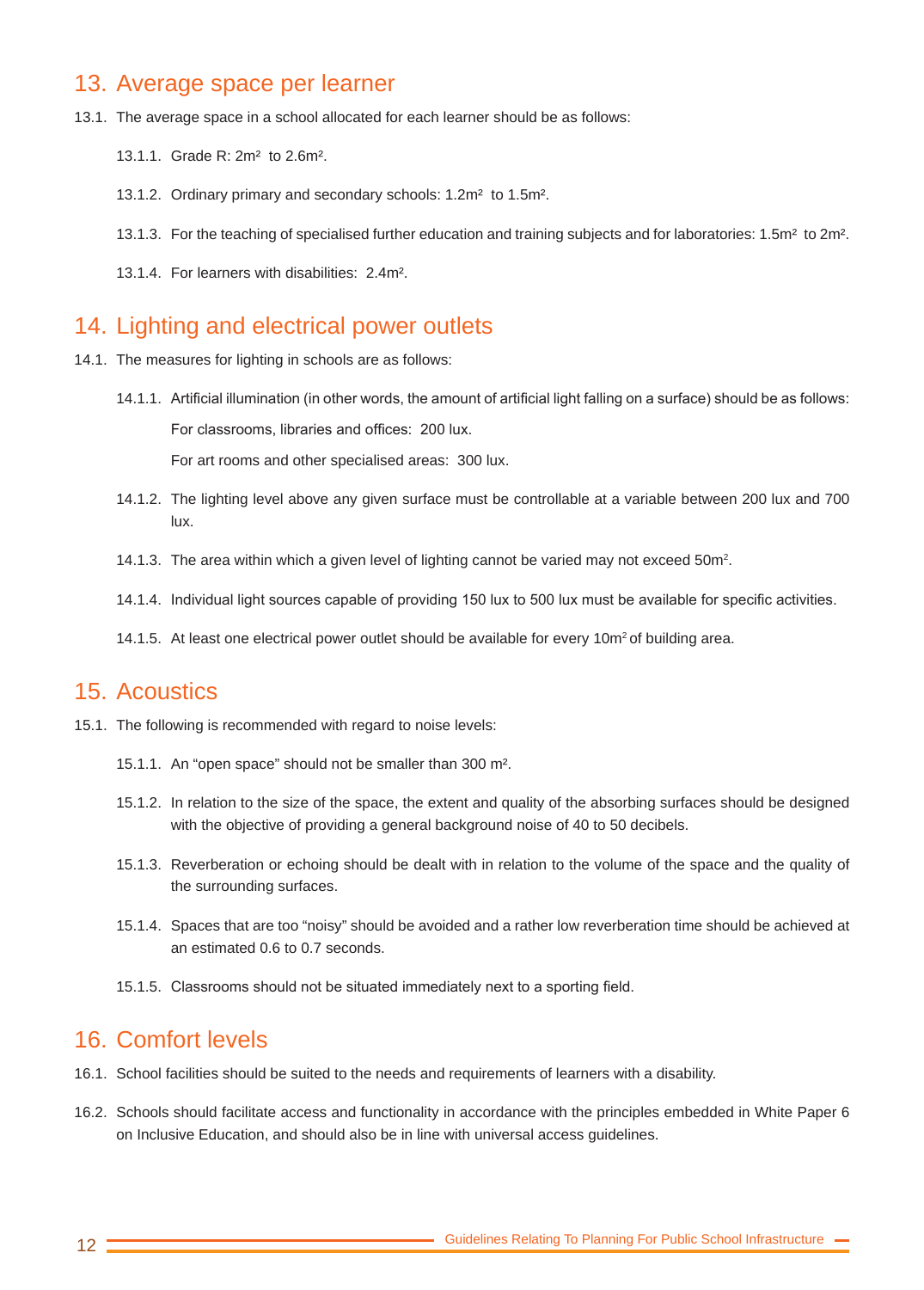## 13. Average space per learner

13.1. The average space in a school allocated for each learner should be as follows:

13.1.1. Grade R: $2m^2$ to $2.6m^2$.

13.1.2. Ordinary primary and secondary schools: $1.2m^2$ to $1.5m^2$.

13.1.3. For the teaching of specialised further education and training subjects and for laboratories: $1.5m^2$ to $2m^2$.

13.1.4. For learners with disabilities: $2.4m^2$.

## 14. Lighting and electrical power outlets

14.1. The measures for lighting in schools are as follows:

14.1.1. Artificial illumination (in other words, the amount of artificial light falling on a surface) should be as follows:

For classrooms, libraries and offices: 200 lux.

For art rooms and other specialised areas: 300 lux.

14.1.2. The lighting level above any given surface must be controllable at a variable between 200 lux and 700 lux.

14.1.3. The area within which a given level of lighting cannot be varied may not exceed $50m^2$.

14.1.4. Individual light sources capable of providing 150 lux to 500 lux must be available for specific activities.

14.1.5. At least one electrical power outlet should be available for every $10m^2$ of building area.

## 15. Acoustics

15.1. The following is recommended with regard to noise levels:

15.1.1. An “open space” should not be smaller than 300 $m^2$.

15.1.2. In relation to the size of the space, the extent and quality of the absorbing surfaces should be designed with the objective of providing a general background noise of 40 to 50 decibels.

15.1.3. Reverberation or echoing should be dealt with in relation to the volume of the space and the quality of the surrounding surfaces.

15.1.4. Spaces that are too “noisy” should be avoided and a rather low reverberation time should be achieved at an estimated 0.6 to 0.7 seconds.

15.1.5. Classrooms should not be situated immediately next to a sporting field.

## 16. Comfort levels

16.1. School facilities should be suited to the needs and requirements of learners with a disability.

16.2. Schools should facilitate access and functionality in accordance with the principles embedded in White Paper 6 on Inclusive Education, and should also be in line with universal access guidelines.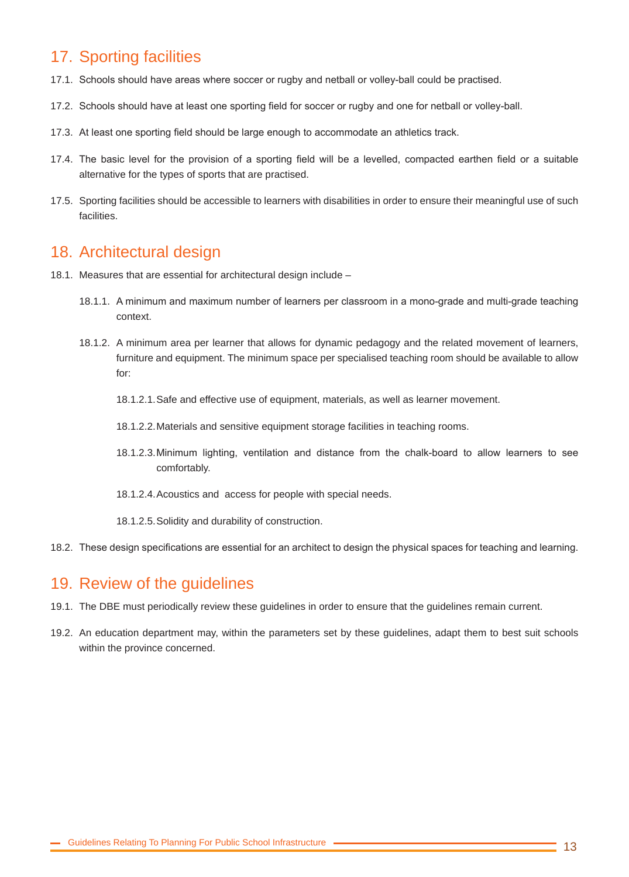## 17. Sporting facilities

17.1. Schools should have areas where soccer or rugby and netball or volley-ball could be practised.

17.2. Schools should have at least one sporting field for soccer or rugby and one for netball or volley-ball.

17.3. At least one sporting field should be large enough to accommodate an athletics track.

17.4. The basic level for the provision of a sporting field will be a levelled, compacted earthen field or a suitable alternative for the types of sports that are practised.

17.5. Sporting facilities should be accessible to learners with disabilities in order to ensure their meaningful use of such facilities.

## 18. Architectural design

18.1. Measures that are essential for architectural design include –

18.1.1. A minimum and maximum number of learners per classroom in a mono-grade and multi-grade teaching context.

18.1.2. A minimum area per learner that allows for dynamic pedagogy and the related movement of learners, furniture and equipment. The minimum space per specialised teaching room should be available to allow for:

18.1.2.1. Safe and effective use of equipment, materials, as well as learner movement.

18.1.2.2. Materials and sensitive equipment storage facilities in teaching rooms.

18.1.2.3. Minimum lighting, ventilation and distance from the chalk-board to allow learners to see comfortably.

18.1.2.4. Acoustics and access for people with special needs.

18.1.2.5. Solidity and durability of construction.

18.2. These design specifications are essential for an architect to design the physical spaces for teaching and learning.

## 19. Review of the guidelines

19.1. The DBE must periodically review these guidelines in order to ensure that the guidelines remain current.

19.2. An education department may, within the parameters set by these guidelines, adapt them to best suit schools within the province concerned.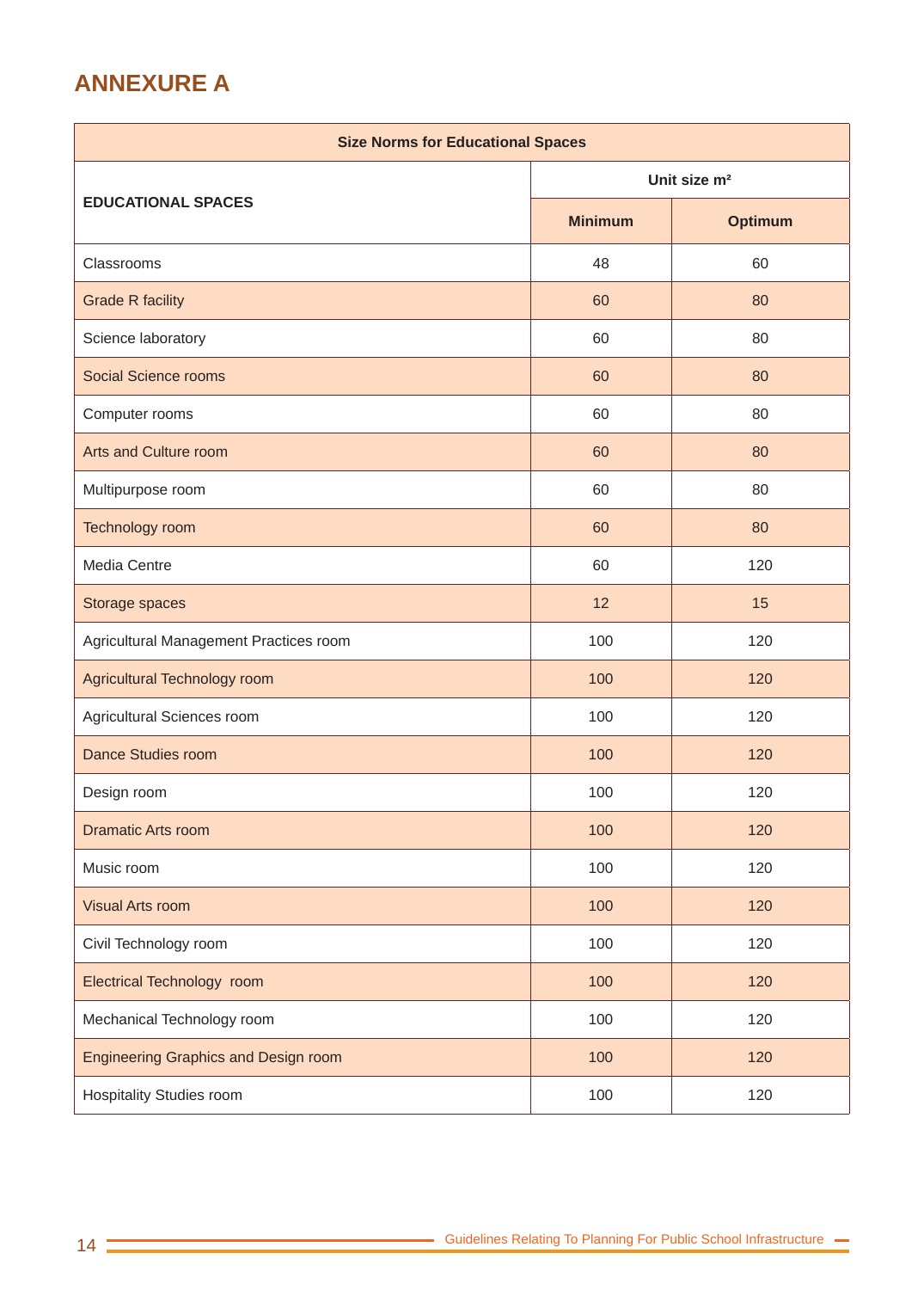## ANNEXURE A

| Size Norms for Educational Spaces | | |
|---|---|---|
| **EDUCATIONAL SPACES** | **Unit size m²** | |
| | **Minimum** | **Optimum** |
| Classrooms | 48 | 60 |
| Grade R facility | 60 | 80 |
| Science laboratory | 60 | 80 |
| Social Science rooms | 60 | 80 |
| Computer rooms | 60 | 80 |
| Arts and Culture room | 60 | 80 |
| Multipurpose room | 60 | 80 |
| Technology room | 60 | 80 |
| Media Centre | 60 | 120 |
| Storage spaces | 12 | 15 |
| Agricultural Management Practices room | 100 | 120 |
| Agricultural Technology room | 100 | 120 |
| Agricultural Sciences room | 100 | 120 |
| Dance Studies room | 100 | 120 |
| Design room | 100 | 120 |
| Dramatic Arts room | 100 | 120 |
| Music room | 100 | 120 |
| Visual Arts room | 100 | 120 |
| Civil Technology room | 100 | 120 |
| Electrical Technology room | 100 | 120 |
| Mechanical Technology room | 100 | 120 |
| Engineering Graphics and Design room | 100 | 120 |
| Hospitality Studies room | 100 | 120 |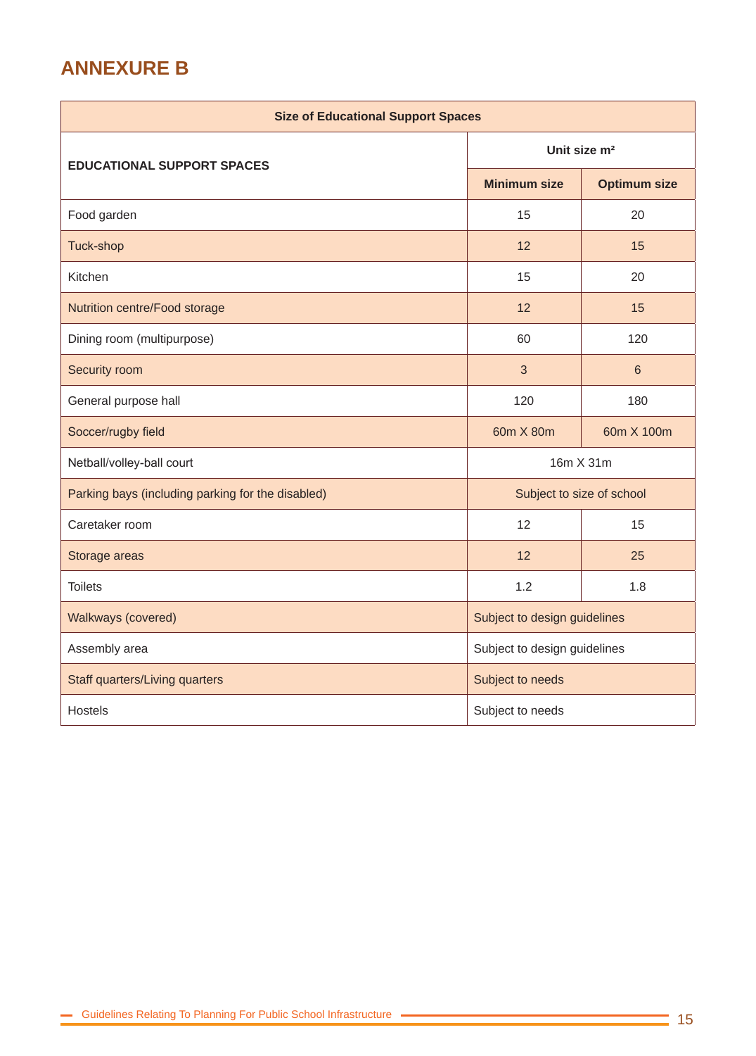# ANNEXURE B

| Size of Educational Support Spaces | | |
|---|---|---|
| EDUCATIONAL SUPPORT SPACES | Unit size m² | |
| | Minimum size | Optimum size |
| Food garden | 15 | 20 |
| Tuck-shop | 12 | 15 |
| Kitchen | 15 | 20 |
| Nutrition centre/Food storage | 12 | 15 |
| Dining room (multipurpose) | 60 | 120 |
| Security room | 3 | 6 |
| General purpose hall | 120 | 180 |
| Soccer/rugby field | 60m X 80m | 60m X 100m |
| Netball/volley-ball court | 16m X 31m | |
| Parking bays (including parking for the disabled) | Subject to size of school | |
| Caretaker room | 12 | 15 |
| Storage areas | 12 | 25 |
| Toilets | 1.2 | 1.8 |
| Walkways (covered) | Subject to design guidelines | |
| Assembly area | Subject to design guidelines | |
| Staff quarters/Living quarters | Subject to needs | |
| Hostels | Subject to needs | |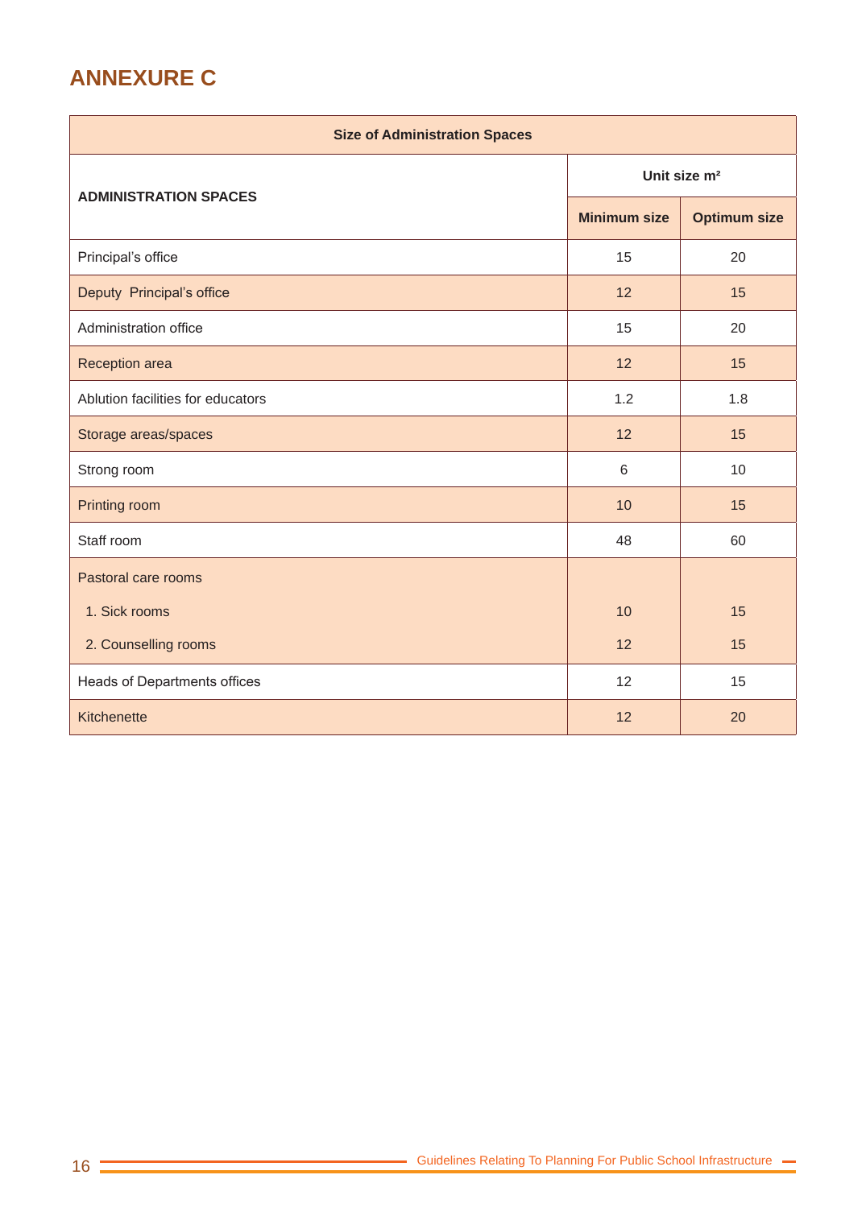## ANNEXURE C

| Size of Administration Spaces | | |
|---|---|---|
| **ADMINISTRATION SPACES** | **Unit size m²** | |
| | **Minimum size** | **Optimum size** |
| Principal's office | 15 | 20 |
| Deputy Principal's office | 12 | 15 |
| Administration office | 15 | 20 |
| Reception area | 12 | 15 |
| Ablution facilities for educators | 1.2 | 1.8 |
| Storage areas/spaces | 12 | 15 |
| Strong room | 6 | 10 |
| Printing room | 10 | 15 |
| Staff room | 48 | 60 |
| Pastoral care rooms | | |
| 1. Sick rooms | 10 | 15 |
| 2. Counselling rooms | 12 | 15 |
| Heads of Departments offices | 12 | 15 |
| Kitchenette | 12 | 20 |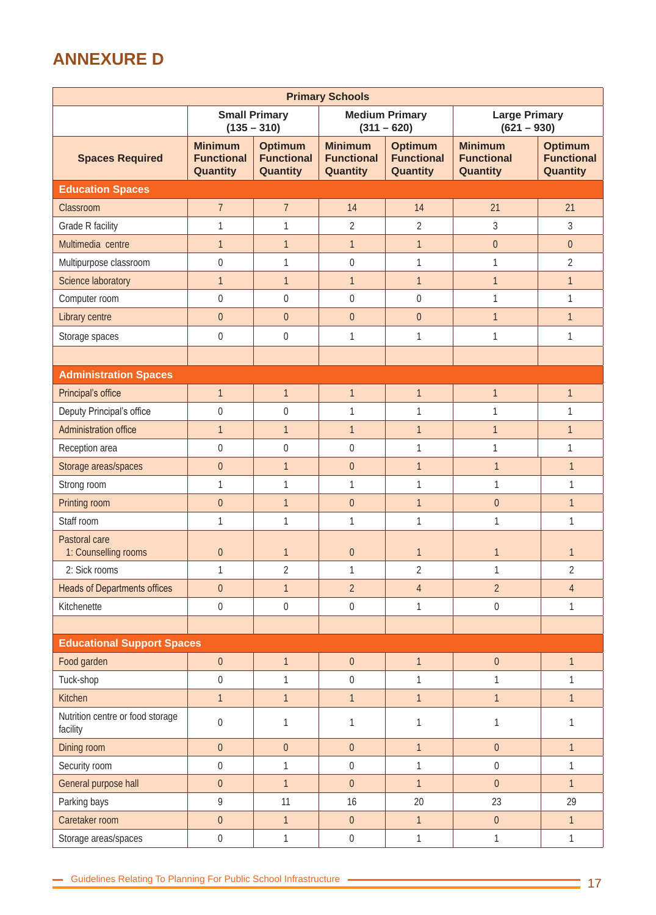## ANNEXURE D

| Primary Schools | | | | | | |
|---|---|---|---|---|---|---|
| | Small Primary (135 – 310) | | Medium Primary (311 – 620) | | Large Primary (621 – 930) | |
| **Spaces Required** | **Minimum Functional Quantity** | **Optimum Functional Quantity** | **Minimum Functional Quantity** | **Optimum Functional Quantity** | **Minimum Functional Quantity** | **Optimum Functional Quantity** |
| **Education Spaces** | | | | | | |
| Classroom | 7 | 7 | 14 | 14 | 21 | 21 |
| Grade R facility | 1 | 1 | 2 | 2 | 3 | 3 |
| Multimedia centre | 1 | 1 | 1 | 1 | 0 | 0 |
| Multipurpose classroom | 0 | 1 | 0 | 1 | 1 | 2 |
| Science laboratory | 1 | 1 | 1 | 1 | 1 | 1 |
| Computer room | 0 | 0 | 0 | 0 | 1 | 1 |
| Library centre | 0 | 0 | 0 | 0 | 1 | 1 |
| Storage spaces | 0 | 0 | 1 | 1 | 1 | 1 |
| | | | | | | |
| **Administration Spaces** | | | | | | |
| Principal's office | 1 | 1 | 1 | 1 | 1 | 1 |
| Deputy Principal's office | 0 | 0 | 1 | 1 | 1 | 1 |
| Administration office | 1 | 1 | 1 | 1 | 1 | 1 |
| Reception area | 0 | 0 | 0 | 1 | 1 | 1 |
| Storage areas/spaces | 0 | 1 | 0 | 1 | 1 | 1 |
| Strong room | 1 | 1 | 1 | 1 | 1 | 1 |
| Printing room | 0 | 1 | 0 | 1 | 0 | 1 |
| Staff room | 1 | 1 | 1 | 1 | 1 | 1 |
| Pastoral care<br>1: Counselling rooms | 0 | 1 | 0 | 1 | 1 | 1 |
| 2: Sick rooms | 1 | 2 | 1 | 2 | 1 | 2 |
| Heads of Departments offices | 0 | 1 | 2 | 4 | 2 | 4 |
| Kitchenette | 0 | 0 | 0 | 1 | 0 | 1 |
| | | | | | | |
| **Educational Support Spaces** | | | | | | |
| Food garden | 0 | 1 | 0 | 1 | 0 | 1 |
| Tuck-shop | 0 | 1 | 0 | 1 | 1 | 1 |
| Kitchen | 1 | 1 | 1 | 1 | 1 | 1 |
| Nutrition centre or food storage facility | 0 | 1 | 1 | 1 | 1 | 1 |
| Dining room | 0 | 0 | 0 | 1 | 0 | 1 |
| Security room | 0 | 1 | 0 | 1 | 0 | 1 |
| General purpose hall | 0 | 1 | 0 | 1 | 0 | 1 |
| Parking bays | 9 | 11 | 16 | 20 | 23 | 29 |
| Caretaker room | 0 | 1 | 0 | 1 | 0 | 1 |
| Storage areas/spaces | 0 | 1 | 0 | 1 | 1 | 1 |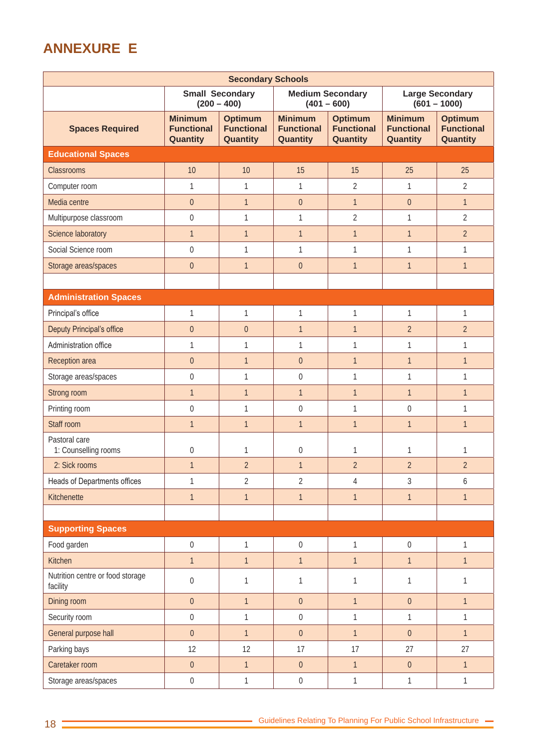## ANNEXURE E

| Secondary Schools | | | | | | |
|---|---|---|---|---|---|---|
| | Small Secondary (200 – 400) | | Medium Secondary (401 – 600) | | Large Secondary (601 – 1000) | |
| **Spaces Required** | **Minimum Functional Quantity** | **Optimum Functional Quantity** | **Minimum Functional Quantity** | **Optimum Functional Quantity** | **Minimum Functional Quantity** | **Optimum Functional Quantity** |
| **Educational Spaces** | | | | | | |
| Classrooms | 10 | 10 | 15 | 15 | 25 | 25 |
| Computer room | 1 | 1 | 1 | 2 | 1 | 2 |
| Media centre | 0 | 1 | 0 | 1 | 0 | 1 |
| Multipurpose classroom | 0 | 1 | 1 | 2 | 1 | 2 |
| Science laboratory | 1 | 1 | 1 | 1 | 1 | 2 |
| Social Science room | 0 | 1 | 1 | 1 | 1 | 1 |
| Storage areas/spaces | 0 | 1 | 0 | 1 | 1 | 1 |
| | | | | | | |
| **Administration Spaces** | | | | | | |
| Principal's office | 1 | 1 | 1 | 1 | 1 | 1 |
| Deputy Principal's office | 0 | 0 | 1 | 1 | 2 | 2 |
| Administration office | 1 | 1 | 1 | 1 | 1 | 1 |
| Reception area | 0 | 1 | 0 | 1 | 1 | 1 |
| Storage areas/spaces | 0 | 1 | 0 | 1 | 1 | 1 |
| Strong room | 1 | 1 | 1 | 1 | 1 | 1 |
| Printing room | 0 | 1 | 0 | 1 | 0 | 1 |
| Staff room | 1 | 1 | 1 | 1 | 1 | 1 |
| Pastoral care<br>1: Counselling rooms | 0 | 1 | 0 | 1 | 1 | 1 |
| 2: Sick rooms | 1 | 2 | 1 | 2 | 2 | 2 |
| Heads of Departments offices | 1 | 2 | 2 | 4 | 3 | 6 |
| Kitchenette | 1 | 1 | 1 | 1 | 1 | 1 |
| | | | | | | |
| **Supporting Spaces** | | | | | | |
| Food garden | 0 | 1 | 0 | 1 | 0 | 1 |
| Kitchen | 1 | 1 | 1 | 1 | 1 | 1 |
| Nutrition centre or food storage facility | 0 | 1 | 1 | 1 | 1 | 1 |
| Dining room | 0 | 1 | 0 | 1 | 0 | 1 |
| Security room | 0 | 1 | 0 | 1 | 1 | 1 |
| General purpose hall | 0 | 1 | 0 | 1 | 0 | 1 |
| Parking bays | 12 | 12 | 17 | 17 | 27 | 27 |
| Caretaker room | 0 | 1 | 0 | 1 | 0 | 1 |
| Storage areas/spaces | 0 | 1 | 0 | 1 | 1 | 1 |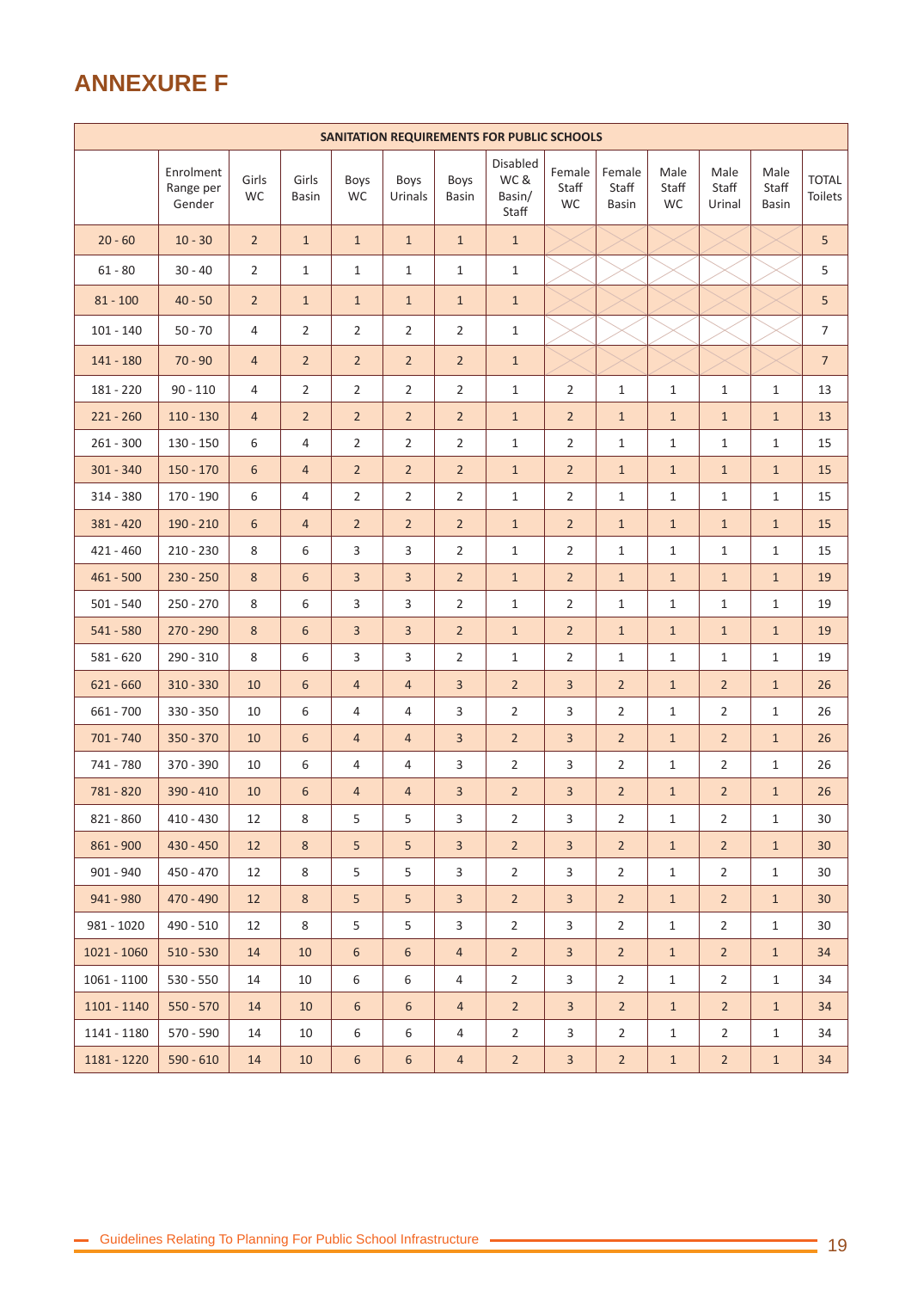## ANNEXURE F

| SANITATION REQUIREMENTS FOR PUBLIC SCHOOLS | | | | | | | | | | | | | |
|---|---|---|---|---|---|---|---|---|---|---|---|---|---|
| | Enrolment Range per Gender | Girls WC | Girls Basin | Boys WC | Boys Urinals | Boys Basin | Disabled WC & Basin/ Staff | Female Staff WC | Female Staff Basin | Male Staff WC | Male Staff Urinal | Male Staff Basin | TOTAL Toilets |
| 20 - 60 | 10 - 30 | 2 | 1 | 1 | 1 | 1 | 1 | | | | | | 5 |
| 61 - 80 | 30 - 40 | 2 | 1 | 1 | 1 | 1 | 1 | | | | | | 5 |
| 81 - 100 | 40 - 50 | 2 | 1 | 1 | 1 | 1 | 1 | | | | | | 5 |
| 101 - 140 | 50 - 70 | 4 | 2 | 2 | 2 | 2 | 1 | | | | | | 7 |
| 141 - 180 | 70 - 90 | 4 | 2 | 2 | 2 | 2 | 1 | | | | | | 7 |
| 181 - 220 | 90 - 110 | 4 | 2 | 2 | 2 | 2 | 1 | 2 | 1 | 1 | 1 | 1 | 13 |
| 221 - 260 | 110 - 130 | 4 | 2 | 2 | 2 | 2 | 1 | 2 | 1 | 1 | 1 | 1 | 13 |
| 261 - 300 | 130 - 150 | 6 | 4 | 2 | 2 | 2 | 1 | 2 | 1 | 1 | 1 | 1 | 15 |
| 301 - 340 | 150 - 170 | 6 | 4 | 2 | 2 | 2 | 1 | 2 | 1 | 1 | 1 | 1 | 15 |
| 314 - 380 | 170 - 190 | 6 | 4 | 2 | 2 | 2 | 1 | 2 | 1 | 1 | 1 | 1 | 15 |
| 381 - 420 | 190 - 210 | 6 | 4 | 2 | 2 | 2 | 1 | 2 | 1 | 1 | 1 | 1 | 15 |
| 421 - 460 | 210 - 230 | 8 | 6 | 3 | 3 | 2 | 1 | 2 | 1 | 1 | 1 | 1 | 15 |
| 461 - 500 | 230 - 250 | 8 | 6 | 3 | 3 | 2 | 1 | 2 | 1 | 1 | 1 | 1 | 19 |
| 501 - 540 | 250 - 270 | 8 | 6 | 3 | 3 | 2 | 1 | 2 | 1 | 1 | 1 | 1 | 19 |
| 541 - 580 | 270 - 290 | 8 | 6 | 3 | 3 | 2 | 1 | 2 | 1 | 1 | 1 | 1 | 19 |
| 581 - 620 | 290 - 310 | 8 | 6 | 3 | 3 | 2 | 1 | 2 | 1 | 1 | 1 | 1 | 19 |
| 621 - 660 | 310 - 330 | 10 | 6 | 4 | 4 | 3 | 2 | 3 | 2 | 1 | 2 | 1 | 26 |
| 661 - 700 | 330 - 350 | 10 | 6 | 4 | 4 | 3 | 2 | 3 | 2 | 1 | 2 | 1 | 26 |
| 701 - 740 | 350 - 370 | 10 | 6 | 4 | 4 | 3 | 2 | 3 | 2 | 1 | 2 | 1 | 26 |
| 741 - 780 | 370 - 390 | 10 | 6 | 4 | 4 | 3 | 2 | 3 | 2 | 1 | 2 | 1 | 26 |
| 781 - 820 | 390 - 410 | 10 | 6 | 4 | 4 | 3 | 2 | 3 | 2 | 1 | 2 | 1 | 26 |
| 821 - 860 | 410 - 430 | 12 | 8 | 5 | 5 | 3 | 2 | 3 | 2 | 1 | 2 | 1 | 30 |
| 861 - 900 | 430 - 450 | 12 | 8 | 5 | 5 | 3 | 2 | 3 | 2 | 1 | 2 | 1 | 30 |
| 901 - 940 | 450 - 470 | 12 | 8 | 5 | 5 | 3 | 2 | 3 | 2 | 1 | 2 | 1 | 30 |
| 941 - 980 | 470 - 490 | 12 | 8 | 5 | 5 | 3 | 2 | 3 | 2 | 1 | 2 | 1 | 30 |
| 981 - 1020 | 490 - 510 | 12 | 8 | 5 | 5 | 3 | 2 | 3 | 2 | 1 | 2 | 1 | 30 |
| 1021 - 1060 | 510 - 530 | 14 | 10 | 6 | 6 | 4 | 2 | 3 | 2 | 1 | 2 | 1 | 34 |
| 1061 - 1100 | 530 - 550 | 14 | 10 | 6 | 6 | 4 | 2 | 3 | 2 | 1 | 2 | 1 | 34 |
| 1101 - 1140 | 550 - 570 | 14 | 10 | 6 | 6 | 4 | 2 | 3 | 2 | 1 | 2 | 1 | 34 |
| 1141 - 1180 | 570 - 590 | 14 | 10 | 6 | 6 | 4 | 2 | 3 | 2 | 1 | 2 | 1 | 34 |
| 1181 - 1220 | 590 - 610 | 14 | 10 | 6 | 6 | 4 | 2 | 3 | 2 | 1 | 2 | 1 | 34 |